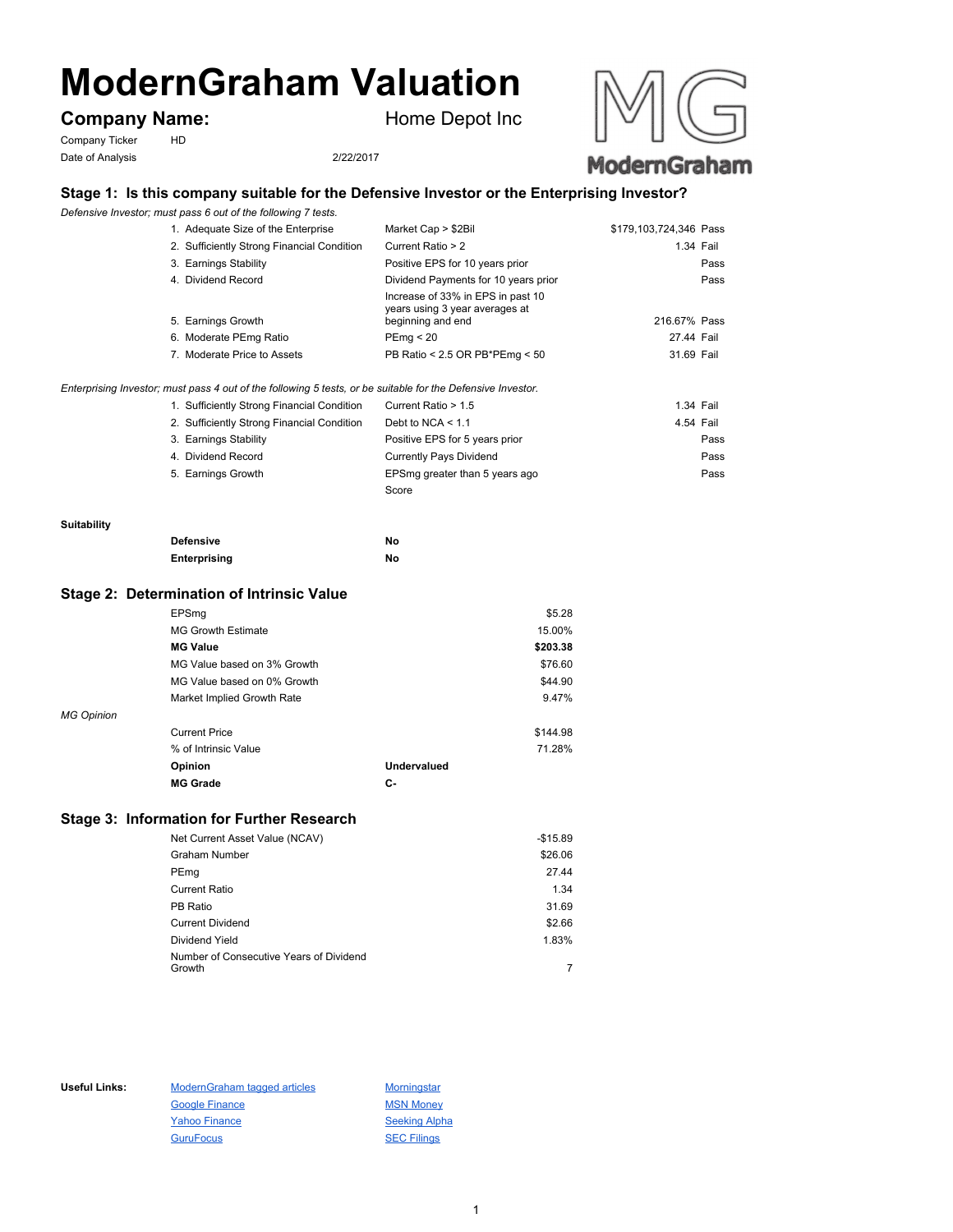# ModernGraham Valuation

## Company Name: Home Depot Inc

Company Ticker HD

Date of Analysis 2/22/2017

### Stage 1: Is this company suitable for the Defensive Investor or the Enterprising Investor?

*Defensive Investor; must pass 6 out of the following 7 tests.*

| Test | Criterion | Value | Result |
|---|---|---|---|
| 1. Adequate Size of the Enterprise | Market Cap > $2Bil | $179,103,724,346 | Pass |
| 2. Sufficiently Strong Financial Condition | Current Ratio > 2 | 1.34 | Fail |
| 3. Earnings Stability | Positive EPS for 10 years prior | | Pass |
| 4. Dividend Record | Dividend Payments for 10 years prior | | Pass |
| 5. Earnings Growth | Increase of 33% in EPS in past 10 years using 3 year averages at beginning and end | 216.67% | Pass |
| 6. Moderate PEmg Ratio | PEmg < 20 | 27.44 | Fail |
| 7. Moderate Price to Assets | PB Ratio < 2.5 OR PB*PEmg < 50 | 31.69 | Fail |

*Enterprising Investor; must pass 4 out of the following 5 tests, or be suitable for the Defensive Investor.*

| Test | Criterion | Value | Result |
|---|---|---|---|
| 1. Sufficiently Strong Financial Condition | Current Ratio > 1.5 | 1.34 | Fail |
| 2. Sufficiently Strong Financial Condition | Debt to NCA < 1.1 | 4.54 | Fail |
| 3. Earnings Stability | Positive EPS for 5 years prior | | Pass |
| 4. Dividend Record | Currently Pays Dividend | | Pass |
| 5. Earnings Growth | EPSmg greater than 5 years ago | | Pass |
| | Score | | |

**Suitability**

| | |
|---|---|
| **Defensive** | **No** |
| **Enterprising** | **No** |

### Stage 2: Determination of Intrinsic Value

| | |
|---|---|
| EPSmg | $5.28 |
| MG Growth Estimate | 15.00% |
| **MG Value** | **$203.38** |
| MG Value based on 3% Growth | $76.60 |
| MG Value based on 0% Growth | $44.90 |
| Market Implied Growth Rate | 9.47% |

*MG Opinion*

| | |
|---|---|
| Current Price | $144.98 |
| % of Intrinsic Value | 71.28% |
| **Opinion** | **Undervalued** |
| **MG Grade** | **C-** |

### Stage 3: Information for Further Research

| | |
|---|---|
| Net Current Asset Value (NCAV) | -$15.89 |
| Graham Number | $26.06 |
| PEmg | 27.44 |
| Current Ratio | 1.34 |
| PB Ratio | 31.69 |
| Current Dividend | $2.66 |
| Dividend Yield | 1.83% |
| Number of Consecutive Years of Dividend Growth | 7 |

**Useful Links:**

- ModernGraham tagged articles
- Google Finance
- Yahoo Finance
- GuruFocus
- Morningstar
- MSN Money
- Seeking Alpha
- SEC Filings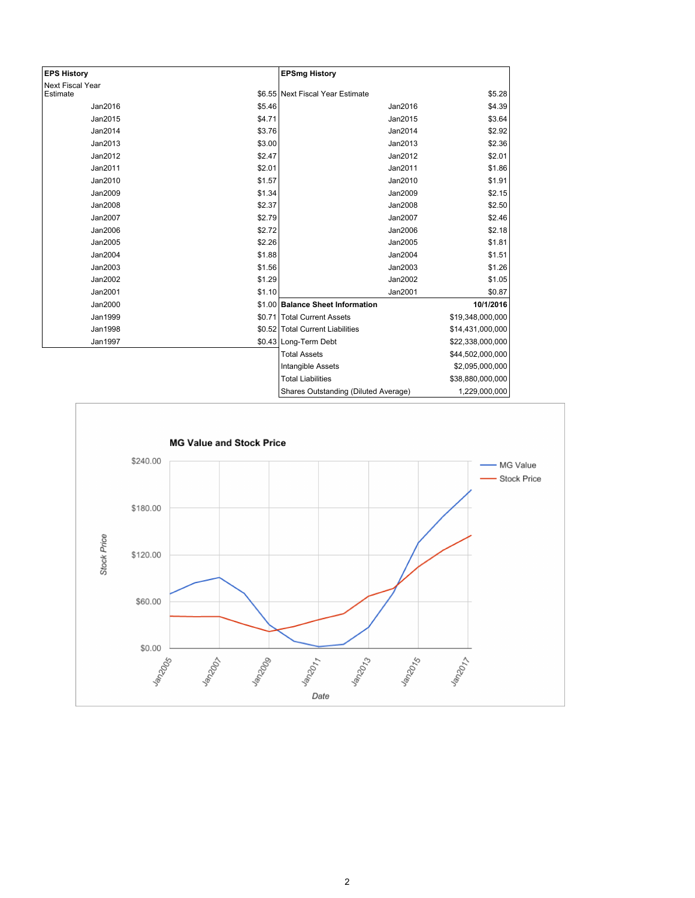| EPS History | |
|---|---|
| Next Fiscal Year Estimate | $6.55 |
| Jan2016 | $5.46 |
| Jan2015 | $4.71 |
| Jan2014 | $3.76 |
| Jan2013 | $3.00 |
| Jan2012 | $2.47 |
| Jan2011 | $2.01 |
| Jan2010 | $1.57 |
| Jan2009 | $1.34 |
| Jan2008 | $2.37 |
| Jan2007 | $2.79 |
| Jan2006 | $2.72 |
| Jan2005 | $2.26 |
| Jan2004 | $1.88 |
| Jan2003 | $1.56 |
| Jan2002 | $1.29 |
| Jan2001 | $1.10 |
| Jan2000 | $1.00 |
| Jan1999 | $0.71 |
| Jan1998 | $0.52 |
| Jan1997 | $0.43 |

| EPSmg History | |
|---|---|
| Next Fiscal Year Estimate | $5.28 |
| Jan2016 | $4.39 |
| Jan2015 | $3.64 |
| Jan2014 | $2.92 |
| Jan2013 | $2.36 |
| Jan2012 | $2.01 |
| Jan2011 | $1.86 |
| Jan2010 | $1.91 |
| Jan2009 | $2.15 |
| Jan2008 | $2.50 |
| Jan2007 | $2.46 |
| Jan2006 | $2.18 |
| Jan2005 | $1.81 |
| Jan2004 | $1.51 |
| Jan2003 | $1.26 |
| Jan2002 | $1.05 |
| Jan2001 | $0.87 |

| **Balance Sheet Information** | **10/1/2016** |
|---|---|
| Total Current Assets | $19,348,000,000 |
| Total Current Liabilities | $14,431,000,000 |
| Long-Term Debt | $22,338,000,000 |
| Total Assets | $44,502,000,000 |
| Intangible Assets | $2,095,000,000 |
| Total Liabilities | $38,880,000,000 |
| Shares Outstanding (Diluted Average) | 1,229,000,000 |

**MG Value and Stock Price**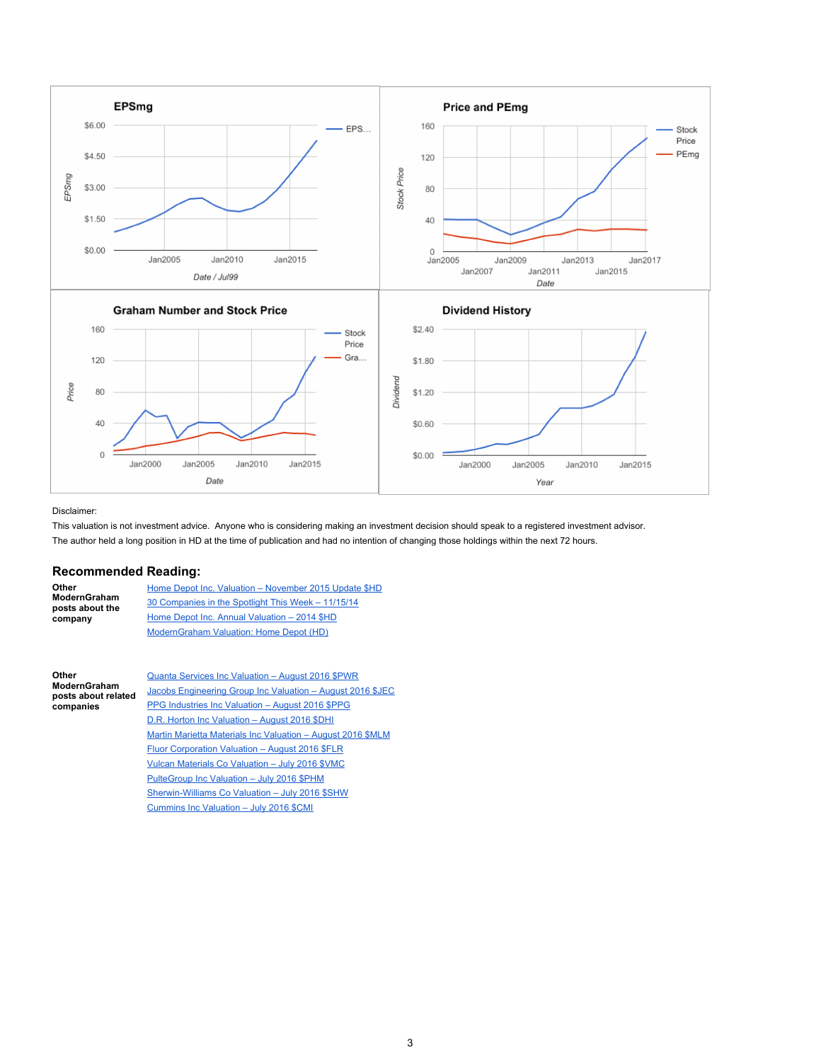EPSmg

$6.00
$4.50
$3.00
$1.50
$0.00

EPSmg

Jan2005 Jan2010 Jan2015

Date / Jul99

EPS...

Price and PEmg

160
120
80
40
0

Stock Price

Jan2005 Jan2007 Jan2009 Jan2011 Jan2013 Jan2015 Jan2017

Date

Stock Price
PEmg

Graham Number and Stock Price

160
120
80
40
0

Price

Jan2000 Jan2005 Jan2010 Jan2015

Date

Stock Price
Gra...

Dividend History

$2.40
$1.80
$1.20
$0.60
$0.00

Dividend

Jan2000 Jan2005 Jan2010 Jan2015

Year

Disclaimer:

This valuation is not investment advice. Anyone who is considering making an investment decision should speak to a registered investment advisor. The author held a long position in HD at the time of publication and had no intention of changing those holdings within the next 72 hours.

## Recommended Reading:

**Other ModernGraham posts about the company**

- Home Depot Inc. Valuation – November 2015 Update $HD
- 30 Companies in the Spotlight This Week – 11/15/14
- Home Depot Inc. Annual Valuation – 2014 $HD
- ModernGraham Valuation: Home Depot (HD)

**Other ModernGraham posts about related companies**

- Quanta Services Inc Valuation – August 2016 $PWR
- Jacobs Engineering Group Inc Valuation – August 2016 $JEC
- PPG Industries Inc Valuation – August 2016 $PPG
- D.R. Horton Inc Valuation – August 2016 $DHI
- Martin Marietta Materials Inc Valuation – August 2016 $MLM
- Fluor Corporation Valuation – August 2016 $FLR
- Vulcan Materials Co Valuation – July 2016 $VMC
- PulteGroup Inc Valuation – July 2016 $PHM
- Sherwin-Williams Co Valuation – July 2016 $SHW
- Cummins Inc Valuation – July 2016 $CMI